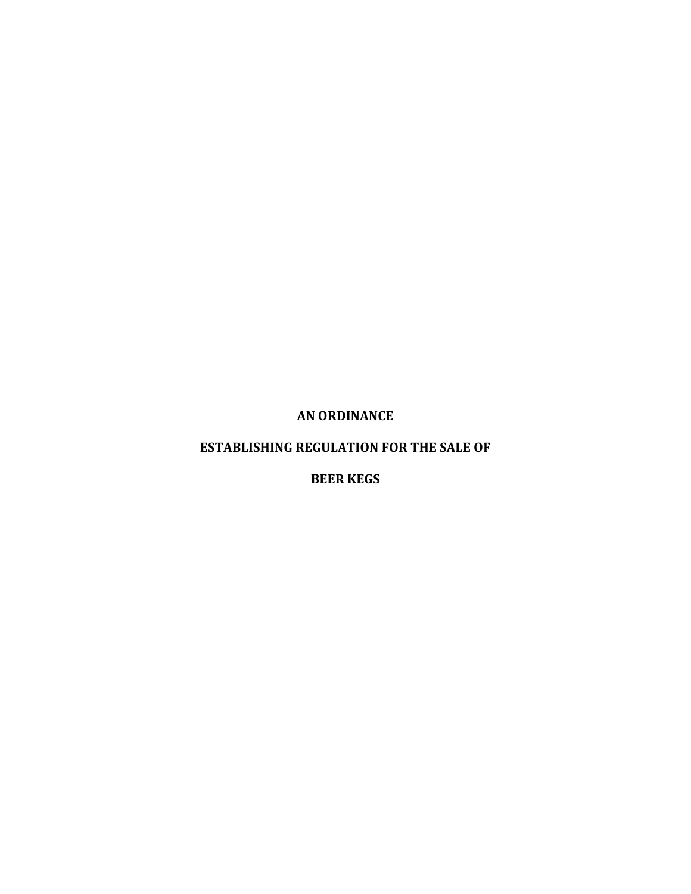# AN ORDINANCE

## ESTABLISHING REGULATION FOR THE SALE OF

## BEER KEGS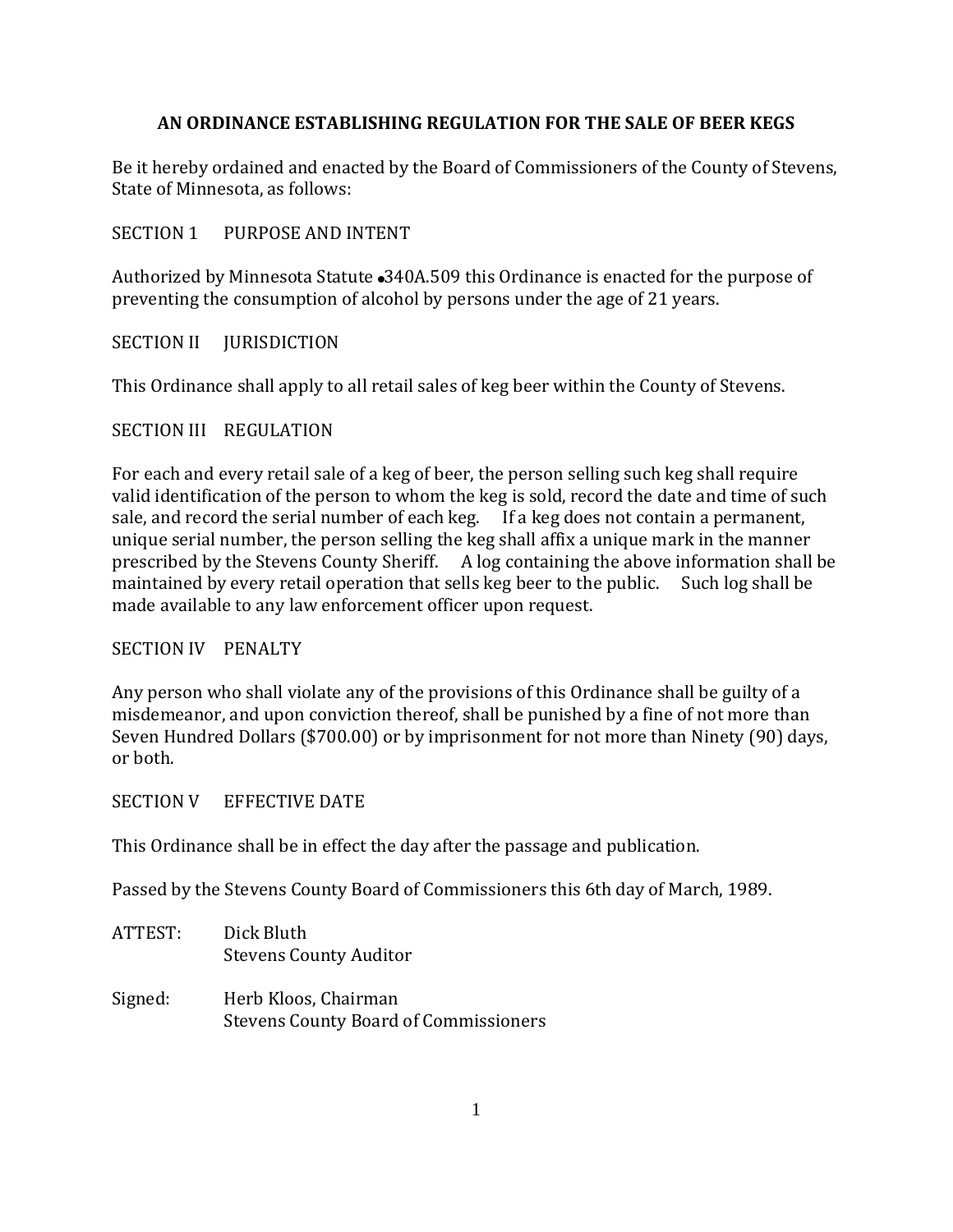## AN ORDINANCE ESTABLISHING REGULATION FOR THE SALE OF BEER KEGS

Be it hereby ordained and enacted by the Board of Commissioners of the County of Stevens, State of Minnesota, as follows:

### SECTION 1 PURPOSE AND INTENT

Authorized by Minnesota Statute •340A.509 this Ordinance is enacted for the purpose of preventing the consumption of alcohol by persons under the age of 21 years.

### SECTION II JURISDICTION

This Ordinance shall apply to all retail sales of keg beer within the County of Stevens.

### SECTION III REGULATION

For each and every retail sale of a keg of beer, the person selling such keg shall require valid identification of the person to whom the keg is sold, record the date and time of such sale, and record the serial number of each keg. If a keg does not contain a permanent, unique serial number, the person selling the keg shall affix a unique mark in the manner prescribed by the Stevens County Sheriff. A log containing the above information shall be maintained by every retail operation that sells keg beer to the public. Such log shall be made available to any law enforcement officer upon request.

### SECTION IV PENALTY

Any person who shall violate any of the provisions of this Ordinance shall be guilty of a misdemeanor, and upon conviction thereof, shall be punished by a fine of not more than Seven Hundred Dollars ($700.00) or by imprisonment for not more than Ninety (90) days, or both.

### SECTION V EFFECTIVE DATE

This Ordinance shall be in effect the day after the passage and publication.

Passed by the Stevens County Board of Commissioners this 6th day of March, 1989.

ATTEST: Dick Bluth
Stevens County Auditor

Signed: Herb Kloos, Chairman
Stevens County Board of Commissioners